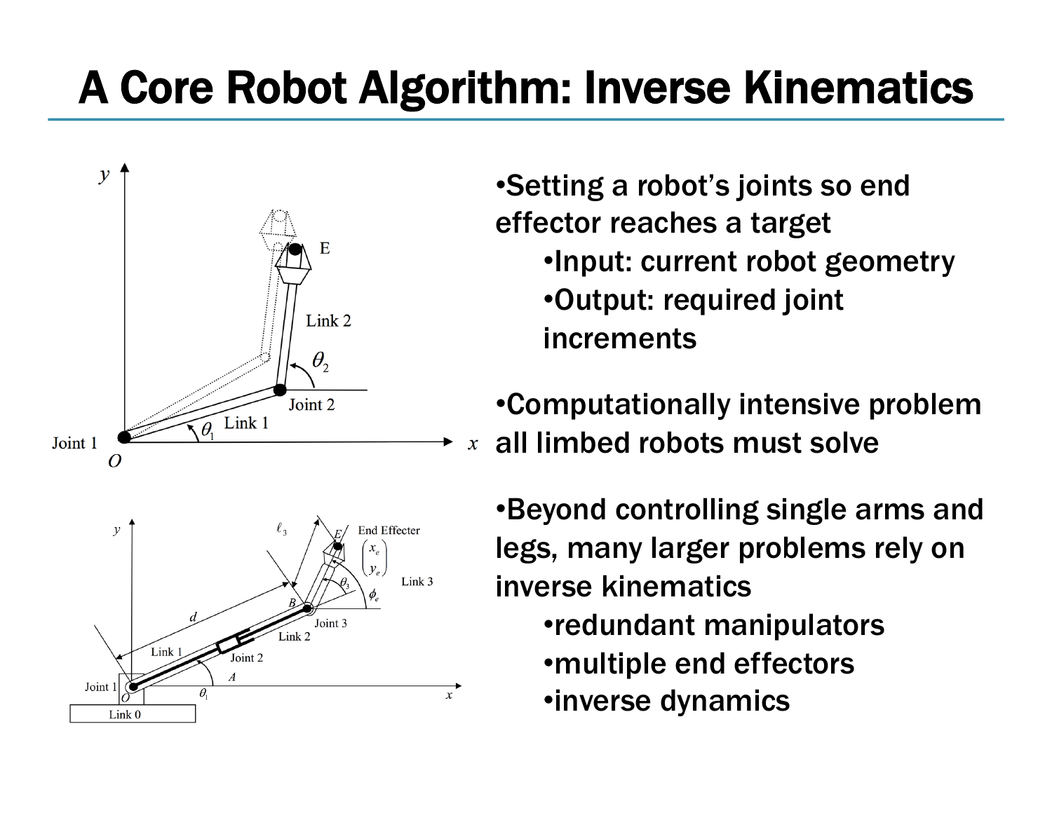# A Core Robot Algorithm: Inverse Kinematics

- Setting a robot's joints so end effector reaches a target
  - Input: current robot geometry
  - Output: required joint increments
- Computationally intensive problem all limbed robots must solve
- Beyond controlling single arms and legs, many larger problems rely on inverse kinematics
  - redundant manipulators
  - multiple end effectors
  - inverse dynamics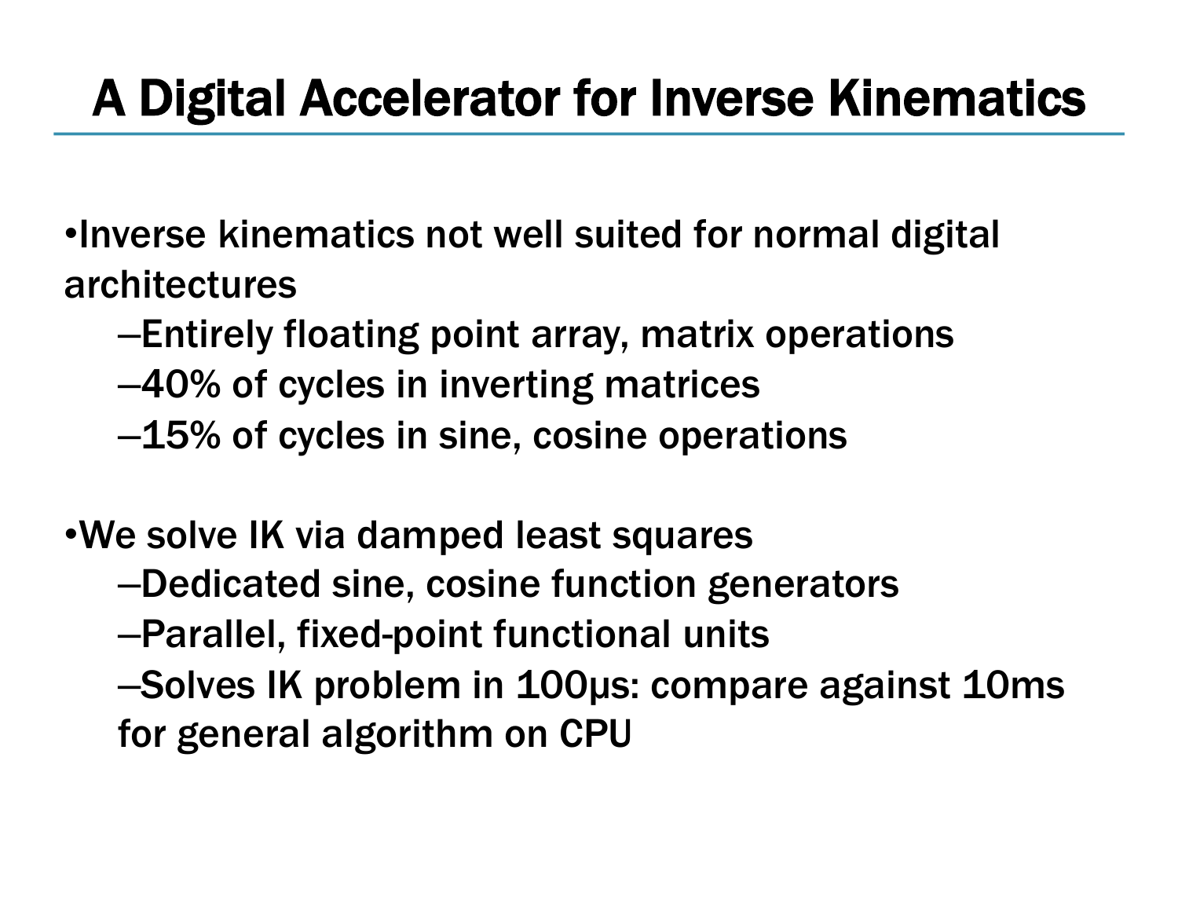# A Digital Accelerator for Inverse Kinematics

- Inverse kinematics not well suited for normal digital architectures
  - Entirely floating point array, matrix operations
  - 40% of cycles in inverting matrices
  - 15% of cycles in sine, cosine operations

- We solve IK via damped least squares
  - Dedicated sine, cosine function generators
  - Parallel, fixed-point functional units
  - Solves IK problem in 100μs: compare against 10ms for general algorithm on CPU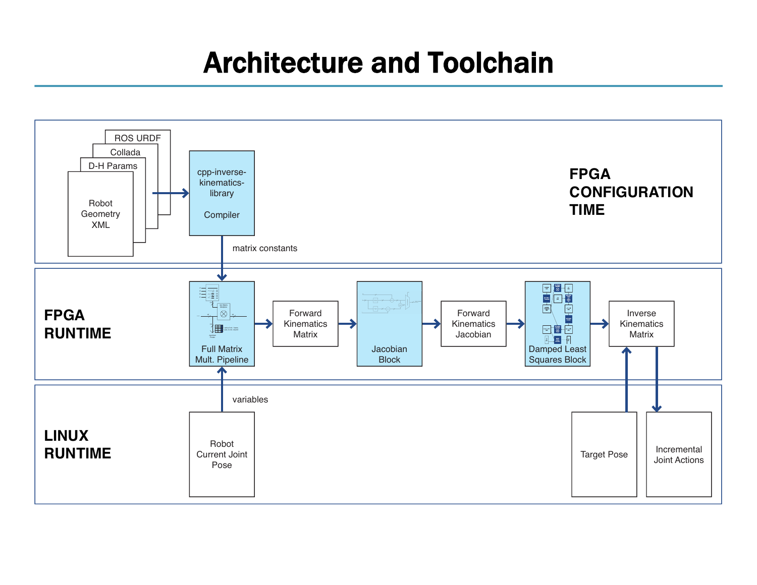# Architecture and Toolchain

**FPGA CONFIGURATION TIME**

ROS URDF

Collada

D-H Params

Robot Geometry XML

cpp-inverse-kinematics-library

Compiler

matrix constants

**FPGA RUNTIME**

Full Matrix Mult. Pipeline

Forward Kinematics Matrix

Jacobian Block

Forward Kinematics Jacobian

Damped Least Squares Block

Inverse Kinematics Matrix

variables

**LINUX RUNTIME**

Robot Current Joint Pose

Target Pose

Incremental Joint Actions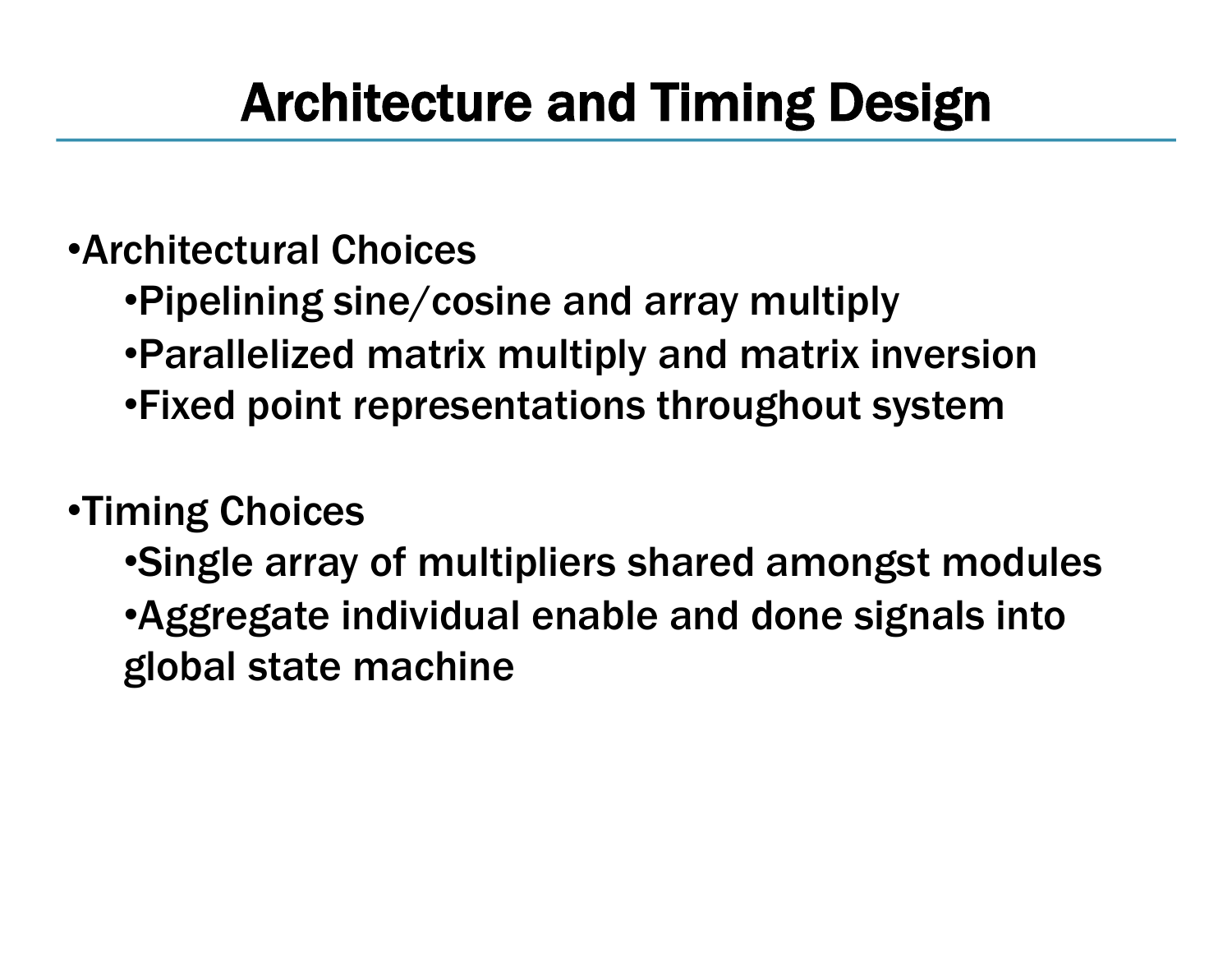# Architecture and Timing Design

- Architectural Choices
  - Pipelining sine/cosine and array multiply
  - Parallelized matrix multiply and matrix inversion
  - Fixed point representations throughout system

- Timing Choices
  - Single array of multipliers shared amongst modules
  - Aggregate individual enable and done signals into global state machine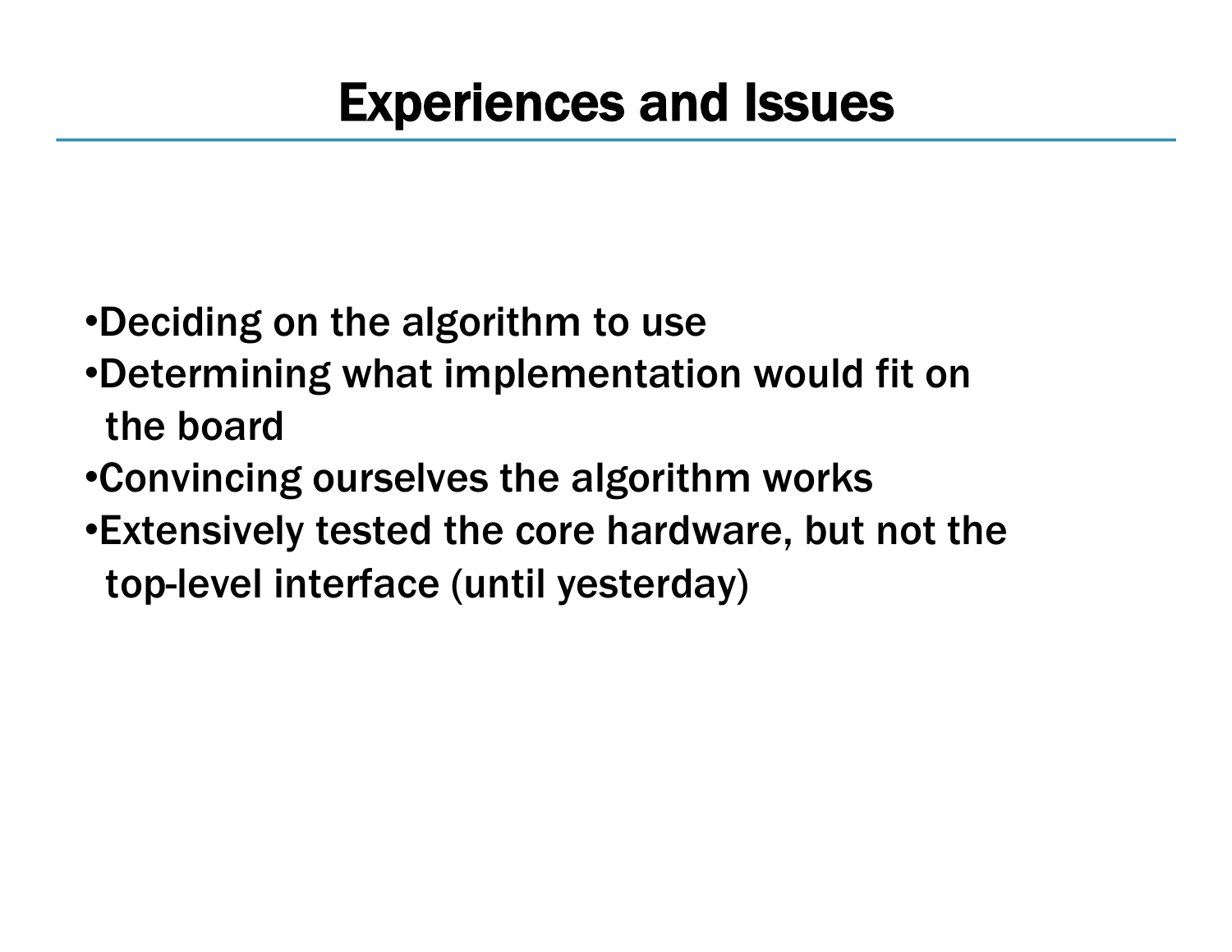# Experiences and Issues

- Deciding on the algorithm to use
- Determining what implementation would fit on the board
- Convincing ourselves the algorithm works
- Extensively tested the core hardware, but not the top-level interface (until yesterday)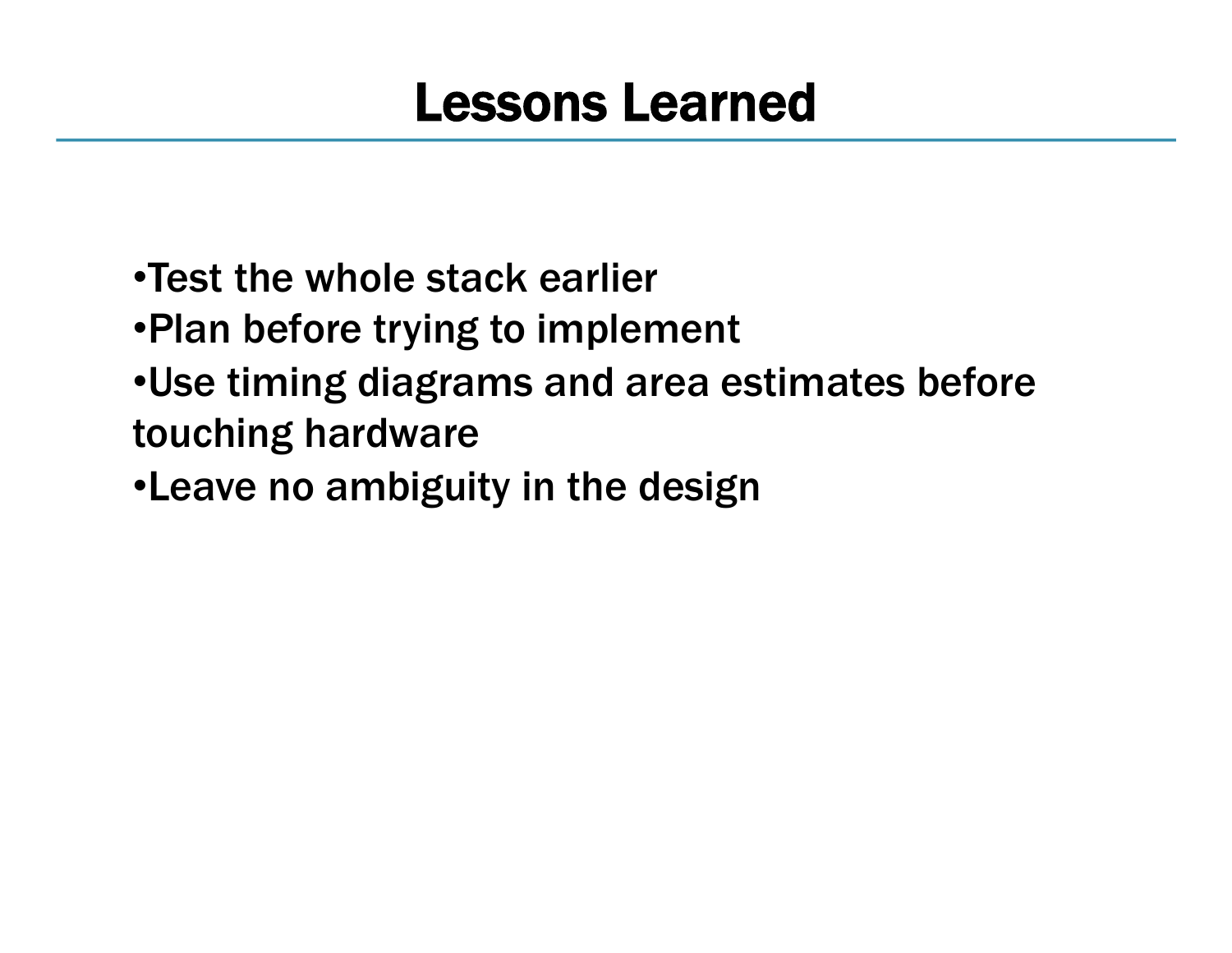# Lessons Learned

- Test the whole stack earlier
- Plan before trying to implement
- Use timing diagrams and area estimates before touching hardware
- Leave no ambiguity in the design